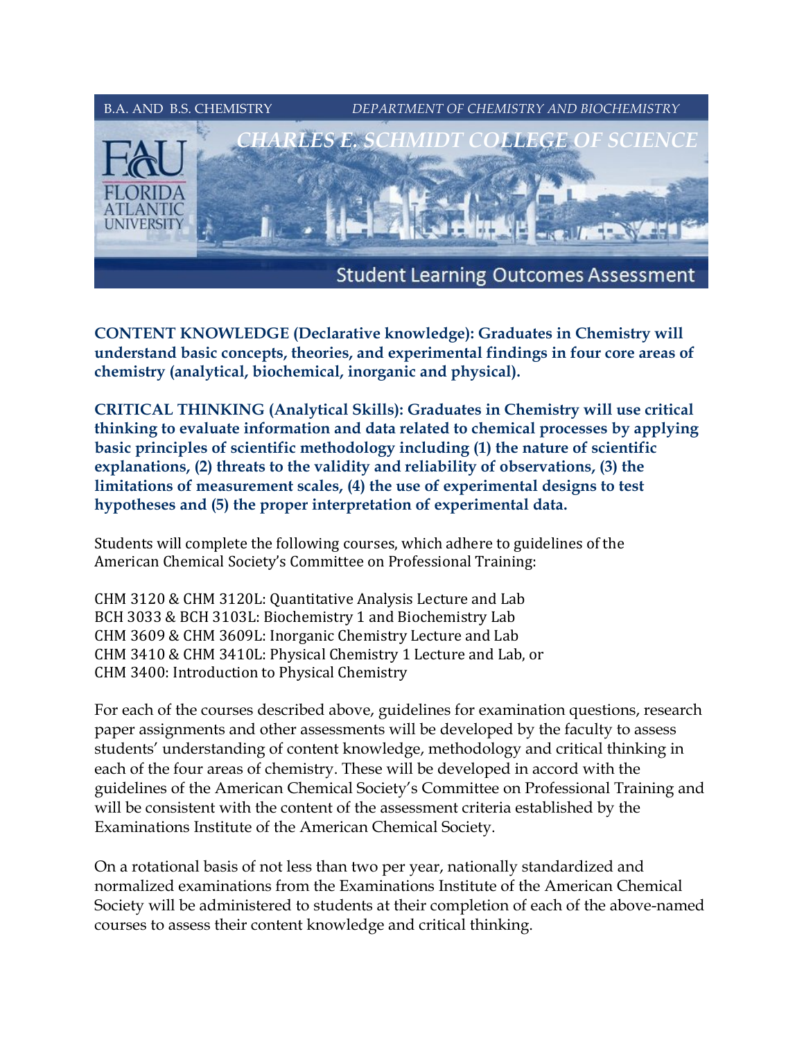B.A. AND B.S. CHEMISTRY *DEPARTMENT OF CHEMISTRY AND BIOCHEMISTRY*

*CHARLES E. SCHMIDT COLLEGE OF SCIENCE*

FLORIDA ATLANTIC UNIVERSITY

# Student Learning Outcomes Assessment

**CONTENT KNOWLEDGE (Declarative knowledge): Graduates in Chemistry will understand basic concepts, theories, and experimental findings in four core areas of chemistry (analytical, biochemical, inorganic and physical).**

**CRITICAL THINKING (Analytical Skills): Graduates in Chemistry will use critical thinking to evaluate information and data related to chemical processes by applying basic principles of scientific methodology including (1) the nature of scientific explanations, (2) threats to the validity and reliability of observations, (3) the limitations of measurement scales, (4) the use of experimental designs to test hypotheses and (5) the proper interpretation of experimental data.**

Students will complete the following courses, which adhere to guidelines of the American Chemical Society's Committee on Professional Training:

CHM 3120 & CHM 3120L: Quantitative Analysis Lecture and Lab
BCH 3033 & BCH 3103L: Biochemistry 1 and Biochemistry Lab
CHM 3609 & CHM 3609L: Inorganic Chemistry Lecture and Lab
CHM 3410 & CHM 3410L: Physical Chemistry 1 Lecture and Lab, or
CHM 3400: Introduction to Physical Chemistry

For each of the courses described above, guidelines for examination questions, research paper assignments and other assessments will be developed by the faculty to assess students' understanding of content knowledge, methodology and critical thinking in each of the four areas of chemistry. These will be developed in accord with the guidelines of the American Chemical Society's Committee on Professional Training and will be consistent with the content of the assessment criteria established by the Examinations Institute of the American Chemical Society.

On a rotational basis of not less than two per year, nationally standardized and normalized examinations from the Examinations Institute of the American Chemical Society will be administered to students at their completion of each of the above-named courses to assess their content knowledge and critical thinking.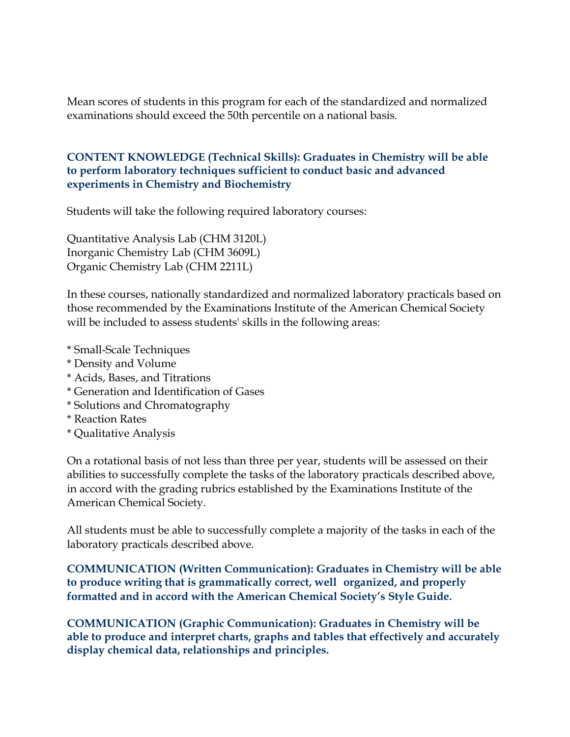Mean scores of students in this program for each of the standardized and normalized examinations should exceed the 50th percentile on a national basis.

**CONTENT KNOWLEDGE (Technical Skills): Graduates in Chemistry will be able to perform laboratory techniques sufficient to conduct basic and advanced experiments in Chemistry and Biochemistry**

Students will take the following required laboratory courses:

Quantitative Analysis Lab (CHM 3120L)
Inorganic Chemistry Lab (CHM 3609L)
Organic Chemistry Lab (CHM 2211L)

In these courses, nationally standardized and normalized laboratory practicals based on those recommended by the Examinations Institute of the American Chemical Society will be included to assess students' skills in the following areas:

* Small-Scale Techniques
* Density and Volume
* Acids, Bases, and Titrations
* Generation and Identification of Gases
* Solutions and Chromatography
* Reaction Rates
* Qualitative Analysis

On a rotational basis of not less than three per year, students will be assessed on their abilities to successfully complete the tasks of the laboratory practicals described above, in accord with the grading rubrics established by the Examinations Institute of the American Chemical Society.

All students must be able to successfully complete a majority of the tasks in each of the laboratory practicals described above.

**COMMUNICATION (Written Communication): Graduates in Chemistry will be able to produce writing that is grammatically correct, well organized, and properly formatted and in accord with the American Chemical Society's Style Guide.**

**COMMUNICATION (Graphic Communication): Graduates in Chemistry will be able to produce and interpret charts, graphs and tables that effectively and accurately display chemical data, relationships and principles.**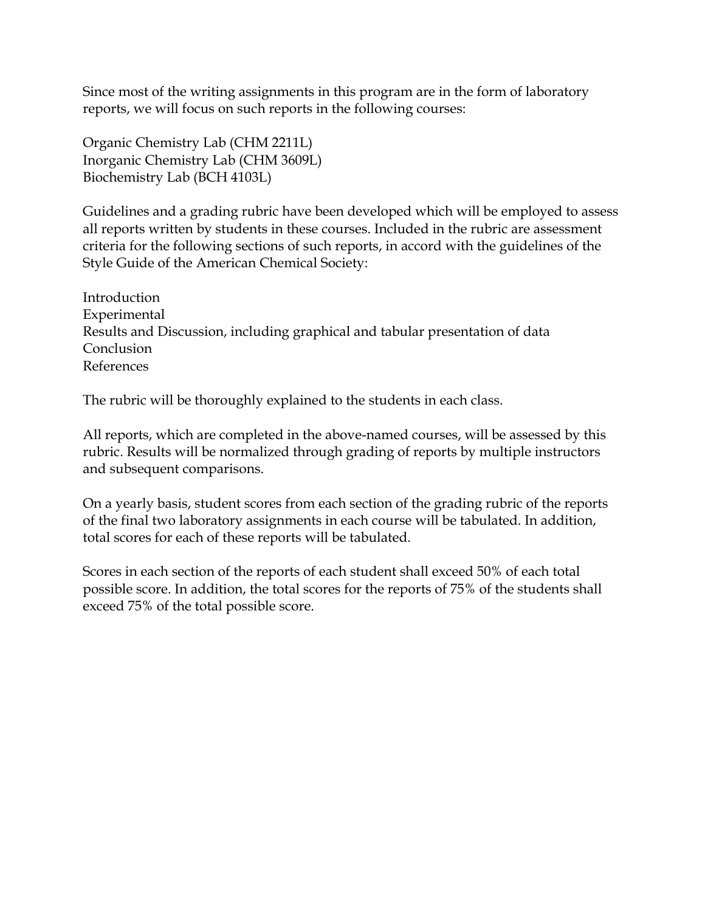Since most of the writing assignments in this program are in the form of laboratory reports, we will focus on such reports in the following courses:

Organic Chemistry Lab (CHM 2211L)
Inorganic Chemistry Lab (CHM 3609L)
Biochemistry Lab (BCH 4103L)

Guidelines and a grading rubric have been developed which will be employed to assess all reports written by students in these courses. Included in the rubric are assessment criteria for the following sections of such reports, in accord with the guidelines of the Style Guide of the American Chemical Society:

Introduction
Experimental
Results and Discussion, including graphical and tabular presentation of data
Conclusion
References

The rubric will be thoroughly explained to the students in each class.

All reports, which are completed in the above-named courses, will be assessed by this rubric. Results will be normalized through grading of reports by multiple instructors and subsequent comparisons.

On a yearly basis, student scores from each section of the grading rubric of the reports of the final two laboratory assignments in each course will be tabulated. In addition, total scores for each of these reports will be tabulated.

Scores in each section of the reports of each student shall exceed 50% of each total possible score. In addition, the total scores for the reports of 75% of the students shall exceed 75% of the total possible score.